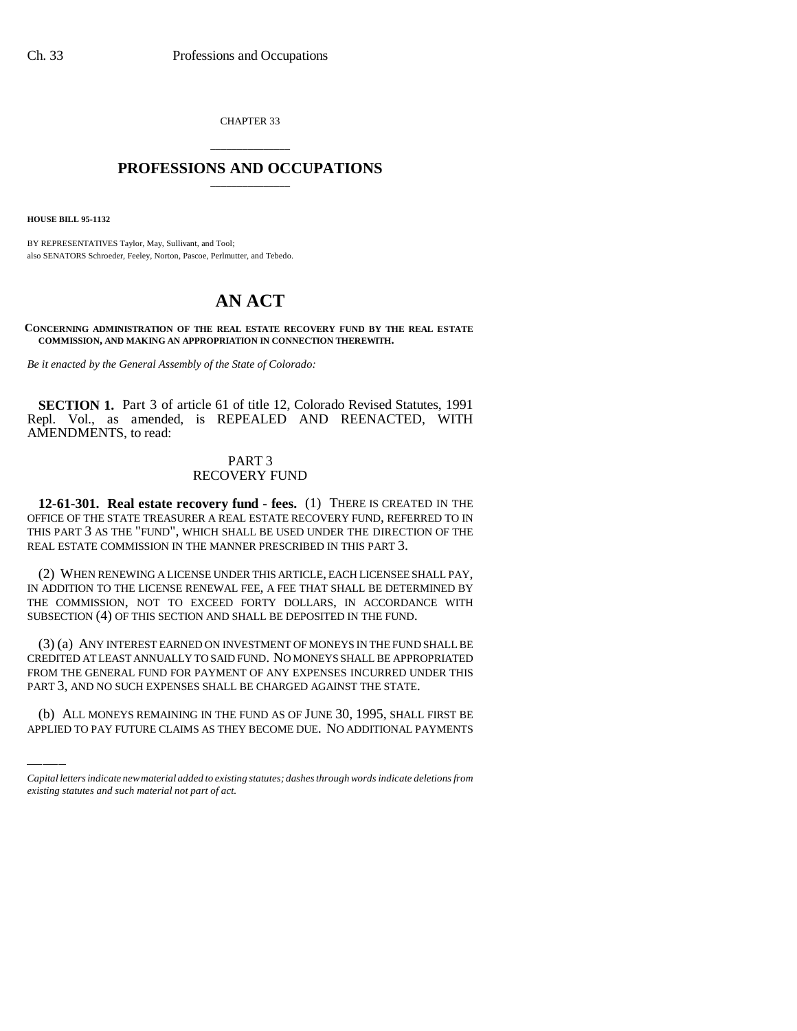CHAPTER 33

# PROFESSIONS AND OCCUPATIONS

**HOUSE BILL 95-1132**

BY REPRESENTATIVES Taylor, May, Sullivant, and Tool;
also SENATORS Schroeder, Feeley, Norton, Pascoe, Perlmutter, and Tebedo.

# AN ACT

**CONCERNING ADMINISTRATION OF THE REAL ESTATE RECOVERY FUND BY THE REAL ESTATE COMMISSION, AND MAKING AN APPROPRIATION IN CONNECTION THEREWITH.**

*Be it enacted by the General Assembly of the State of Colorado:*

**SECTION 1.** Part 3 of article 61 of title 12, Colorado Revised Statutes, 1991 Repl. Vol., as amended, is REPEALED AND REENACTED, WITH AMENDMENTS, to read:

PART 3
RECOVERY FUND

**12-61-301. Real estate recovery fund - fees.** (1) THERE IS CREATED IN THE OFFICE OF THE STATE TREASURER A REAL ESTATE RECOVERY FUND, REFERRED TO IN THIS PART 3 AS THE "FUND", WHICH SHALL BE USED UNDER THE DIRECTION OF THE REAL ESTATE COMMISSION IN THE MANNER PRESCRIBED IN THIS PART 3.

(2) WHEN RENEWING A LICENSE UNDER THIS ARTICLE, EACH LICENSEE SHALL PAY, IN ADDITION TO THE LICENSE RENEWAL FEE, A FEE THAT SHALL BE DETERMINED BY THE COMMISSION, NOT TO EXCEED FORTY DOLLARS, IN ACCORDANCE WITH SUBSECTION (4) OF THIS SECTION AND SHALL BE DEPOSITED IN THE FUND.

(3) (a) ANY INTEREST EARNED ON INVESTMENT OF MONEYS IN THE FUND SHALL BE CREDITED AT LEAST ANNUALLY TO SAID FUND. NO MONEYS SHALL BE APPROPRIATED FROM THE GENERAL FUND FOR PAYMENT OF ANY EXPENSES INCURRED UNDER THIS PART 3, AND NO SUCH EXPENSES SHALL BE CHARGED AGAINST THE STATE.

(b) ALL MONEYS REMAINING IN THE FUND AS OF JUNE 30, 1995, SHALL FIRST BE APPLIED TO PAY FUTURE CLAIMS AS THEY BECOME DUE. NO ADDITIONAL PAYMENTS

*Capital letters indicate new material added to existing statutes; dashes through words indicate deletions from existing statutes and such material not part of act.*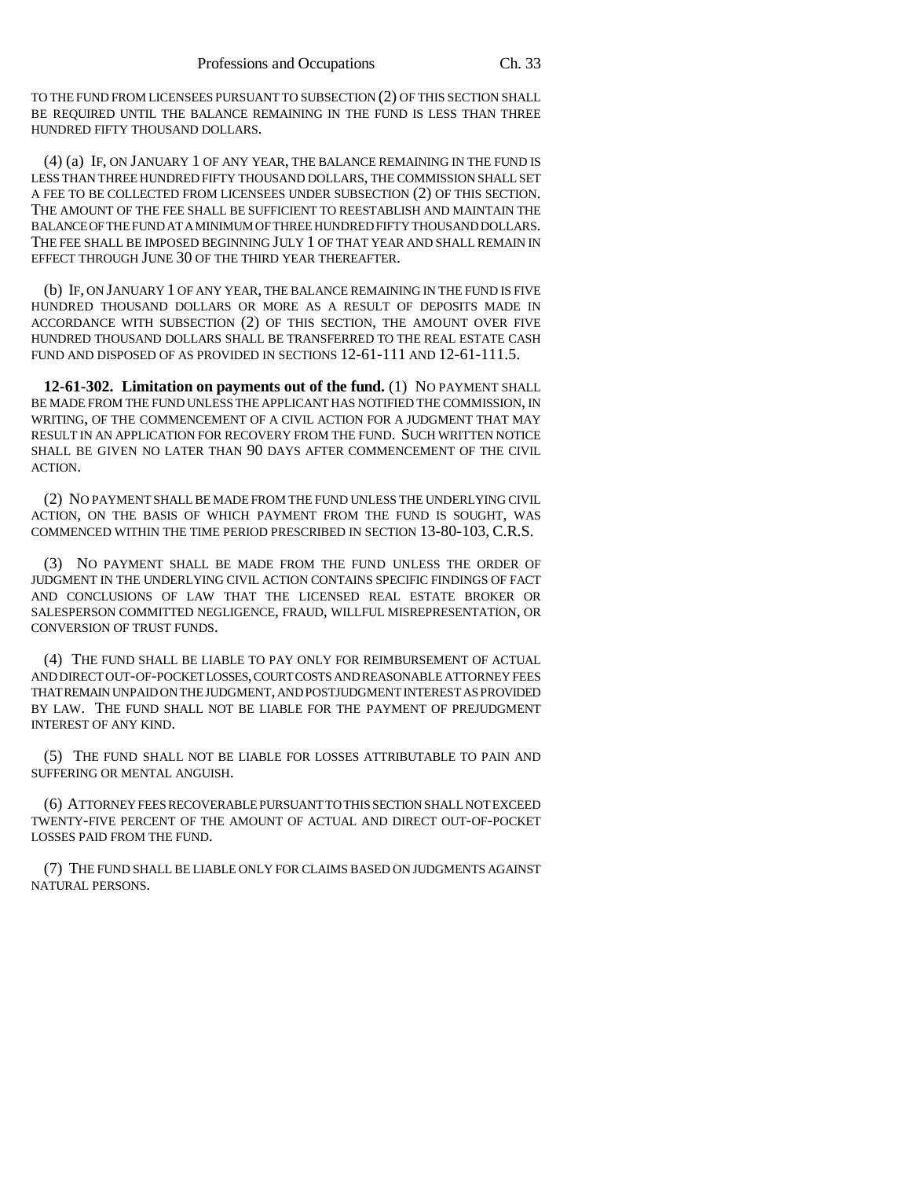TO THE FUND FROM LICENSEES PURSUANT TO SUBSECTION (2) OF THIS SECTION SHALL BE REQUIRED UNTIL THE BALANCE REMAINING IN THE FUND IS LESS THAN THREE HUNDRED FIFTY THOUSAND DOLLARS.

(4) (a) IF, ON JANUARY 1 OF ANY YEAR, THE BALANCE REMAINING IN THE FUND IS LESS THAN THREE HUNDRED FIFTY THOUSAND DOLLARS, THE COMMISSION SHALL SET A FEE TO BE COLLECTED FROM LICENSEES UNDER SUBSECTION (2) OF THIS SECTION. THE AMOUNT OF THE FEE SHALL BE SUFFICIENT TO REESTABLISH AND MAINTAIN THE BALANCE OF THE FUND AT A MINIMUM OF THREE HUNDRED FIFTY THOUSAND DOLLARS. THE FEE SHALL BE IMPOSED BEGINNING JULY 1 OF THAT YEAR AND SHALL REMAIN IN EFFECT THROUGH JUNE 30 OF THE THIRD YEAR THEREAFTER.

(b) IF, ON JANUARY 1 OF ANY YEAR, THE BALANCE REMAINING IN THE FUND IS FIVE HUNDRED THOUSAND DOLLARS OR MORE AS A RESULT OF DEPOSITS MADE IN ACCORDANCE WITH SUBSECTION (2) OF THIS SECTION, THE AMOUNT OVER FIVE HUNDRED THOUSAND DOLLARS SHALL BE TRANSFERRED TO THE REAL ESTATE CASH FUND AND DISPOSED OF AS PROVIDED IN SECTIONS 12-61-111 AND 12-61-111.5.

**12-61-302. Limitation on payments out of the fund.** (1) NO PAYMENT SHALL BE MADE FROM THE FUND UNLESS THE APPLICANT HAS NOTIFIED THE COMMISSION, IN WRITING, OF THE COMMENCEMENT OF A CIVIL ACTION FOR A JUDGMENT THAT MAY RESULT IN AN APPLICATION FOR RECOVERY FROM THE FUND. SUCH WRITTEN NOTICE SHALL BE GIVEN NO LATER THAN 90 DAYS AFTER COMMENCEMENT OF THE CIVIL ACTION.

(2) NO PAYMENT SHALL BE MADE FROM THE FUND UNLESS THE UNDERLYING CIVIL ACTION, ON THE BASIS OF WHICH PAYMENT FROM THE FUND IS SOUGHT, WAS COMMENCED WITHIN THE TIME PERIOD PRESCRIBED IN SECTION 13-80-103, C.R.S.

(3) NO PAYMENT SHALL BE MADE FROM THE FUND UNLESS THE ORDER OF JUDGMENT IN THE UNDERLYING CIVIL ACTION CONTAINS SPECIFIC FINDINGS OF FACT AND CONCLUSIONS OF LAW THAT THE LICENSED REAL ESTATE BROKER OR SALESPERSON COMMITTED NEGLIGENCE, FRAUD, WILLFUL MISREPRESENTATION, OR CONVERSION OF TRUST FUNDS.

(4) THE FUND SHALL BE LIABLE TO PAY ONLY FOR REIMBURSEMENT OF ACTUAL AND DIRECT OUT-OF-POCKET LOSSES, COURT COSTS AND REASONABLE ATTORNEY FEES THAT REMAIN UNPAID ON THE JUDGMENT, AND POSTJUDGMENT INTEREST AS PROVIDED BY LAW. THE FUND SHALL NOT BE LIABLE FOR THE PAYMENT OF PREJUDGMENT INTEREST OF ANY KIND.

(5) THE FUND SHALL NOT BE LIABLE FOR LOSSES ATTRIBUTABLE TO PAIN AND SUFFERING OR MENTAL ANGUISH.

(6) ATTORNEY FEES RECOVERABLE PURSUANT TO THIS SECTION SHALL NOT EXCEED TWENTY-FIVE PERCENT OF THE AMOUNT OF ACTUAL AND DIRECT OUT-OF-POCKET LOSSES PAID FROM THE FUND.

(7) THE FUND SHALL BE LIABLE ONLY FOR CLAIMS BASED ON JUDGMENTS AGAINST NATURAL PERSONS.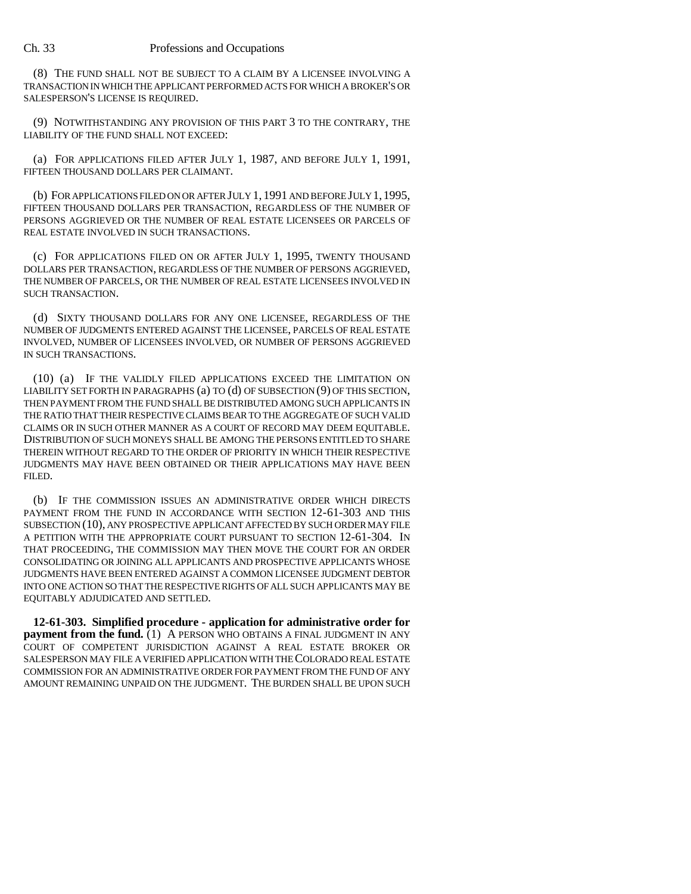(8) THE FUND SHALL NOT BE SUBJECT TO A CLAIM BY A LICENSEE INVOLVING A TRANSACTION IN WHICH THE APPLICANT PERFORMED ACTS FOR WHICH A BROKER'S OR SALESPERSON'S LICENSE IS REQUIRED.

(9) NOTWITHSTANDING ANY PROVISION OF THIS PART 3 TO THE CONTRARY, THE LIABILITY OF THE FUND SHALL NOT EXCEED:

(a) FOR APPLICATIONS FILED AFTER JULY 1, 1987, AND BEFORE JULY 1, 1991, FIFTEEN THOUSAND DOLLARS PER CLAIMANT.

(b) FOR APPLICATIONS FILED ON OR AFTER JULY 1, 1991 AND BEFORE JULY 1, 1995, FIFTEEN THOUSAND DOLLARS PER TRANSACTION, REGARDLESS OF THE NUMBER OF PERSONS AGGRIEVED OR THE NUMBER OF REAL ESTATE LICENSEES OR PARCELS OF REAL ESTATE INVOLVED IN SUCH TRANSACTIONS.

(c) FOR APPLICATIONS FILED ON OR AFTER JULY 1, 1995, TWENTY THOUSAND DOLLARS PER TRANSACTION, REGARDLESS OF THE NUMBER OF PERSONS AGGRIEVED, THE NUMBER OF PARCELS, OR THE NUMBER OF REAL ESTATE LICENSEES INVOLVED IN SUCH TRANSACTION.

(d) SIXTY THOUSAND DOLLARS FOR ANY ONE LICENSEE, REGARDLESS OF THE NUMBER OF JUDGMENTS ENTERED AGAINST THE LICENSEE, PARCELS OF REAL ESTATE INVOLVED, NUMBER OF LICENSEES INVOLVED, OR NUMBER OF PERSONS AGGRIEVED IN SUCH TRANSACTIONS.

(10) (a) IF THE VALIDLY FILED APPLICATIONS EXCEED THE LIMITATION ON LIABILITY SET FORTH IN PARAGRAPHS (a) TO (d) OF SUBSECTION (9) OF THIS SECTION, THEN PAYMENT FROM THE FUND SHALL BE DISTRIBUTED AMONG SUCH APPLICANTS IN THE RATIO THAT THEIR RESPECTIVE CLAIMS BEAR TO THE AGGREGATE OF SUCH VALID CLAIMS OR IN SUCH OTHER MANNER AS A COURT OF RECORD MAY DEEM EQUITABLE. DISTRIBUTION OF SUCH MONEYS SHALL BE AMONG THE PERSONS ENTITLED TO SHARE THEREIN WITHOUT REGARD TO THE ORDER OF PRIORITY IN WHICH THEIR RESPECTIVE JUDGMENTS MAY HAVE BEEN OBTAINED OR THEIR APPLICATIONS MAY HAVE BEEN FILED.

(b) IF THE COMMISSION ISSUES AN ADMINISTRATIVE ORDER WHICH DIRECTS PAYMENT FROM THE FUND IN ACCORDANCE WITH SECTION 12-61-303 AND THIS SUBSECTION (10), ANY PROSPECTIVE APPLICANT AFFECTED BY SUCH ORDER MAY FILE A PETITION WITH THE APPROPRIATE COURT PURSUANT TO SECTION 12-61-304. IN THAT PROCEEDING, THE COMMISSION MAY THEN MOVE THE COURT FOR AN ORDER CONSOLIDATING OR JOINING ALL APPLICANTS AND PROSPECTIVE APPLICANTS WHOSE JUDGMENTS HAVE BEEN ENTERED AGAINST A COMMON LICENSEE JUDGMENT DEBTOR INTO ONE ACTION SO THAT THE RESPECTIVE RIGHTS OF ALL SUCH APPLICANTS MAY BE EQUITABLY ADJUDICATED AND SETTLED.

**12-61-303. Simplified procedure - application for administrative order for payment from the fund.** (1) A PERSON WHO OBTAINS A FINAL JUDGMENT IN ANY COURT OF COMPETENT JURISDICTION AGAINST A REAL ESTATE BROKER OR SALESPERSON MAY FILE A VERIFIED APPLICATION WITH THE COLORADO REAL ESTATE COMMISSION FOR AN ADMINISTRATIVE ORDER FOR PAYMENT FROM THE FUND OF ANY AMOUNT REMAINING UNPAID ON THE JUDGMENT. THE BURDEN SHALL BE UPON SUCH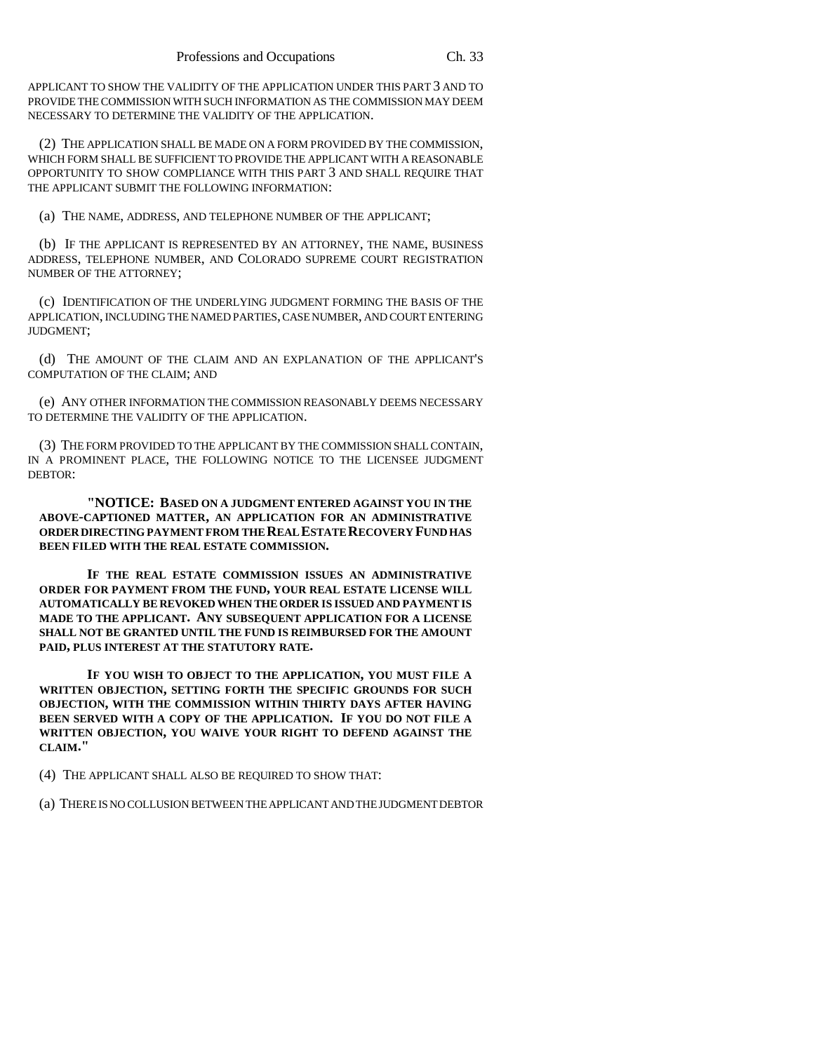APPLICANT TO SHOW THE VALIDITY OF THE APPLICATION UNDER THIS PART 3 AND TO PROVIDE THE COMMISSION WITH SUCH INFORMATION AS THE COMMISSION MAY DEEM NECESSARY TO DETERMINE THE VALIDITY OF THE APPLICATION.

(2) THE APPLICATION SHALL BE MADE ON A FORM PROVIDED BY THE COMMISSION, WHICH FORM SHALL BE SUFFICIENT TO PROVIDE THE APPLICANT WITH A REASONABLE OPPORTUNITY TO SHOW COMPLIANCE WITH THIS PART 3 AND SHALL REQUIRE THAT THE APPLICANT SUBMIT THE FOLLOWING INFORMATION:

(a) THE NAME, ADDRESS, AND TELEPHONE NUMBER OF THE APPLICANT;

(b) IF THE APPLICANT IS REPRESENTED BY AN ATTORNEY, THE NAME, BUSINESS ADDRESS, TELEPHONE NUMBER, AND COLORADO SUPREME COURT REGISTRATION NUMBER OF THE ATTORNEY;

(c) IDENTIFICATION OF THE UNDERLYING JUDGMENT FORMING THE BASIS OF THE APPLICATION, INCLUDING THE NAMED PARTIES, CASE NUMBER, AND COURT ENTERING JUDGMENT;

(d) THE AMOUNT OF THE CLAIM AND AN EXPLANATION OF THE APPLICANT'S COMPUTATION OF THE CLAIM; AND

(e) ANY OTHER INFORMATION THE COMMISSION REASONABLY DEEMS NECESSARY TO DETERMINE THE VALIDITY OF THE APPLICATION.

(3) THE FORM PROVIDED TO THE APPLICANT BY THE COMMISSION SHALL CONTAIN, IN A PROMINENT PLACE, THE FOLLOWING NOTICE TO THE LICENSEE JUDGMENT DEBTOR:

**"NOTICE: BASED ON A JUDGMENT ENTERED AGAINST YOU IN THE ABOVE-CAPTIONED MATTER, AN APPLICATION FOR AN ADMINISTRATIVE ORDER DIRECTING PAYMENT FROM THE REAL ESTATE RECOVERY FUND HAS BEEN FILED WITH THE REAL ESTATE COMMISSION.**

**IF THE REAL ESTATE COMMISSION ISSUES AN ADMINISTRATIVE ORDER FOR PAYMENT FROM THE FUND, YOUR REAL ESTATE LICENSE WILL AUTOMATICALLY BE REVOKED WHEN THE ORDER IS ISSUED AND PAYMENT IS MADE TO THE APPLICANT. ANY SUBSEQUENT APPLICATION FOR A LICENSE SHALL NOT BE GRANTED UNTIL THE FUND IS REIMBURSED FOR THE AMOUNT PAID, PLUS INTEREST AT THE STATUTORY RATE.**

**IF YOU WISH TO OBJECT TO THE APPLICATION, YOU MUST FILE A WRITTEN OBJECTION, SETTING FORTH THE SPECIFIC GROUNDS FOR SUCH OBJECTION, WITH THE COMMISSION WITHIN THIRTY DAYS AFTER HAVING BEEN SERVED WITH A COPY OF THE APPLICATION. IF YOU DO NOT FILE A WRITTEN OBJECTION, YOU WAIVE YOUR RIGHT TO DEFEND AGAINST THE CLAIM."**

(4) THE APPLICANT SHALL ALSO BE REQUIRED TO SHOW THAT:

(a) THERE IS NO COLLUSION BETWEEN THE APPLICANT AND THE JUDGMENT DEBTOR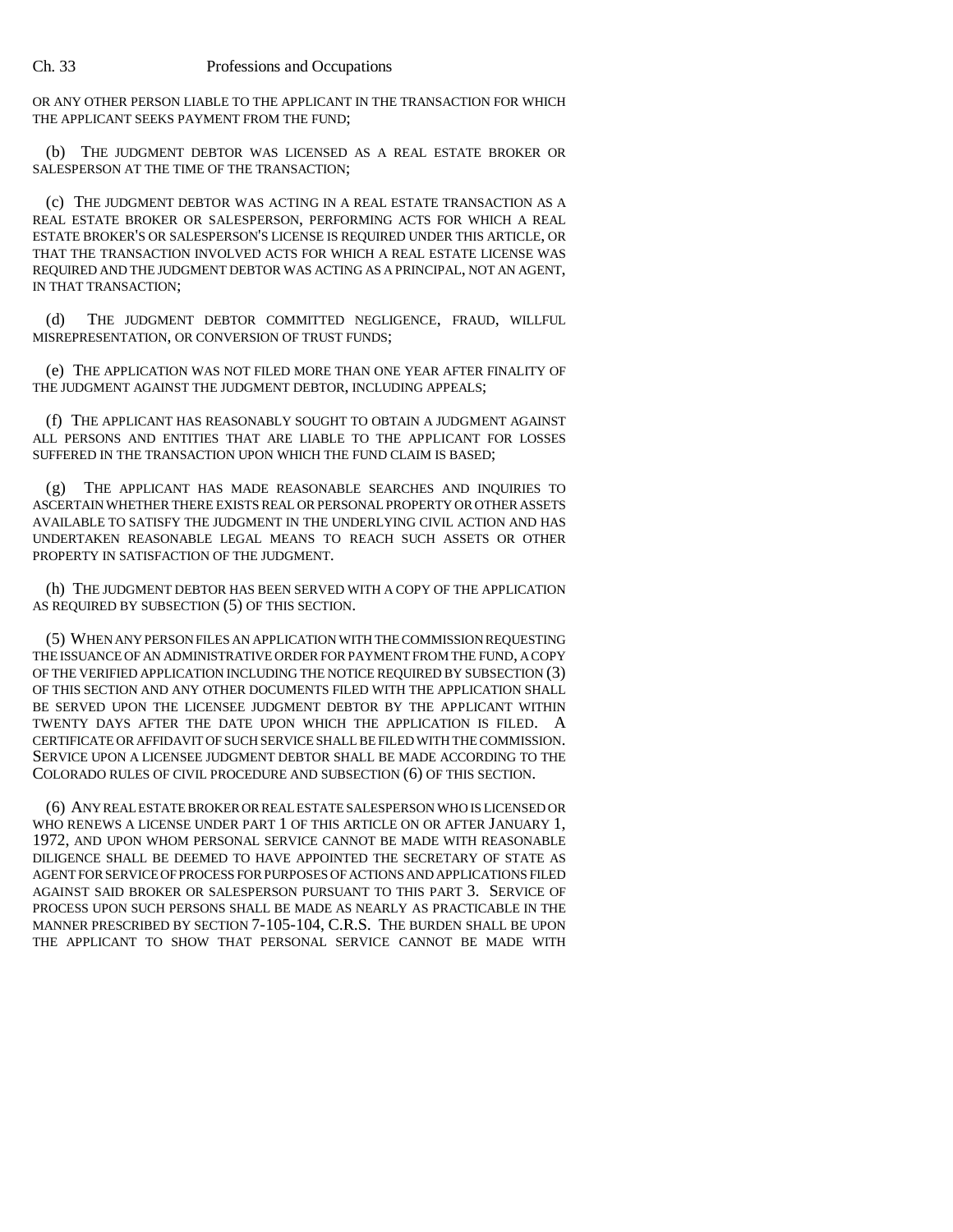OR ANY OTHER PERSON LIABLE TO THE APPLICANT IN THE TRANSACTION FOR WHICH THE APPLICANT SEEKS PAYMENT FROM THE FUND;

(b) THE JUDGMENT DEBTOR WAS LICENSED AS A REAL ESTATE BROKER OR SALESPERSON AT THE TIME OF THE TRANSACTION;

(c) THE JUDGMENT DEBTOR WAS ACTING IN A REAL ESTATE TRANSACTION AS A REAL ESTATE BROKER OR SALESPERSON, PERFORMING ACTS FOR WHICH A REAL ESTATE BROKER'S OR SALESPERSON'S LICENSE IS REQUIRED UNDER THIS ARTICLE, OR THAT THE TRANSACTION INVOLVED ACTS FOR WHICH A REAL ESTATE LICENSE WAS REQUIRED AND THE JUDGMENT DEBTOR WAS ACTING AS A PRINCIPAL, NOT AN AGENT, IN THAT TRANSACTION;

(d) THE JUDGMENT DEBTOR COMMITTED NEGLIGENCE, FRAUD, WILLFUL MISREPRESENTATION, OR CONVERSION OF TRUST FUNDS;

(e) THE APPLICATION WAS NOT FILED MORE THAN ONE YEAR AFTER FINALITY OF THE JUDGMENT AGAINST THE JUDGMENT DEBTOR, INCLUDING APPEALS;

(f) THE APPLICANT HAS REASONABLY SOUGHT TO OBTAIN A JUDGMENT AGAINST ALL PERSONS AND ENTITIES THAT ARE LIABLE TO THE APPLICANT FOR LOSSES SUFFERED IN THE TRANSACTION UPON WHICH THE FUND CLAIM IS BASED;

(g) THE APPLICANT HAS MADE REASONABLE SEARCHES AND INQUIRIES TO ASCERTAIN WHETHER THERE EXISTS REAL OR PERSONAL PROPERTY OR OTHER ASSETS AVAILABLE TO SATISFY THE JUDGMENT IN THE UNDERLYING CIVIL ACTION AND HAS UNDERTAKEN REASONABLE LEGAL MEANS TO REACH SUCH ASSETS OR OTHER PROPERTY IN SATISFACTION OF THE JUDGMENT.

(h) THE JUDGMENT DEBTOR HAS BEEN SERVED WITH A COPY OF THE APPLICATION AS REQUIRED BY SUBSECTION (5) OF THIS SECTION.

(5) WHEN ANY PERSON FILES AN APPLICATION WITH THE COMMISSION REQUESTING THE ISSUANCE OF AN ADMINISTRATIVE ORDER FOR PAYMENT FROM THE FUND, A COPY OF THE VERIFIED APPLICATION INCLUDING THE NOTICE REQUIRED BY SUBSECTION (3) OF THIS SECTION AND ANY OTHER DOCUMENTS FILED WITH THE APPLICATION SHALL BE SERVED UPON THE LICENSEE JUDGMENT DEBTOR BY THE APPLICANT WITHIN TWENTY DAYS AFTER THE DATE UPON WHICH THE APPLICATION IS FILED. A CERTIFICATE OR AFFIDAVIT OF SUCH SERVICE SHALL BE FILED WITH THE COMMISSION. SERVICE UPON A LICENSEE JUDGMENT DEBTOR SHALL BE MADE ACCORDING TO THE COLORADO RULES OF CIVIL PROCEDURE AND SUBSECTION (6) OF THIS SECTION.

(6) ANY REAL ESTATE BROKER OR REAL ESTATE SALESPERSON WHO IS LICENSED OR WHO RENEWS A LICENSE UNDER PART 1 OF THIS ARTICLE ON OR AFTER JANUARY 1, 1972, AND UPON WHOM PERSONAL SERVICE CANNOT BE MADE WITH REASONABLE DILIGENCE SHALL BE DEEMED TO HAVE APPOINTED THE SECRETARY OF STATE AS AGENT FOR SERVICE OF PROCESS FOR PURPOSES OF ACTIONS AND APPLICATIONS FILED AGAINST SAID BROKER OR SALESPERSON PURSUANT TO THIS PART 3. SERVICE OF PROCESS UPON SUCH PERSONS SHALL BE MADE AS NEARLY AS PRACTICABLE IN THE MANNER PRESCRIBED BY SECTION 7-105-104, C.R.S. THE BURDEN SHALL BE UPON THE APPLICANT TO SHOW THAT PERSONAL SERVICE CANNOT BE MADE WITH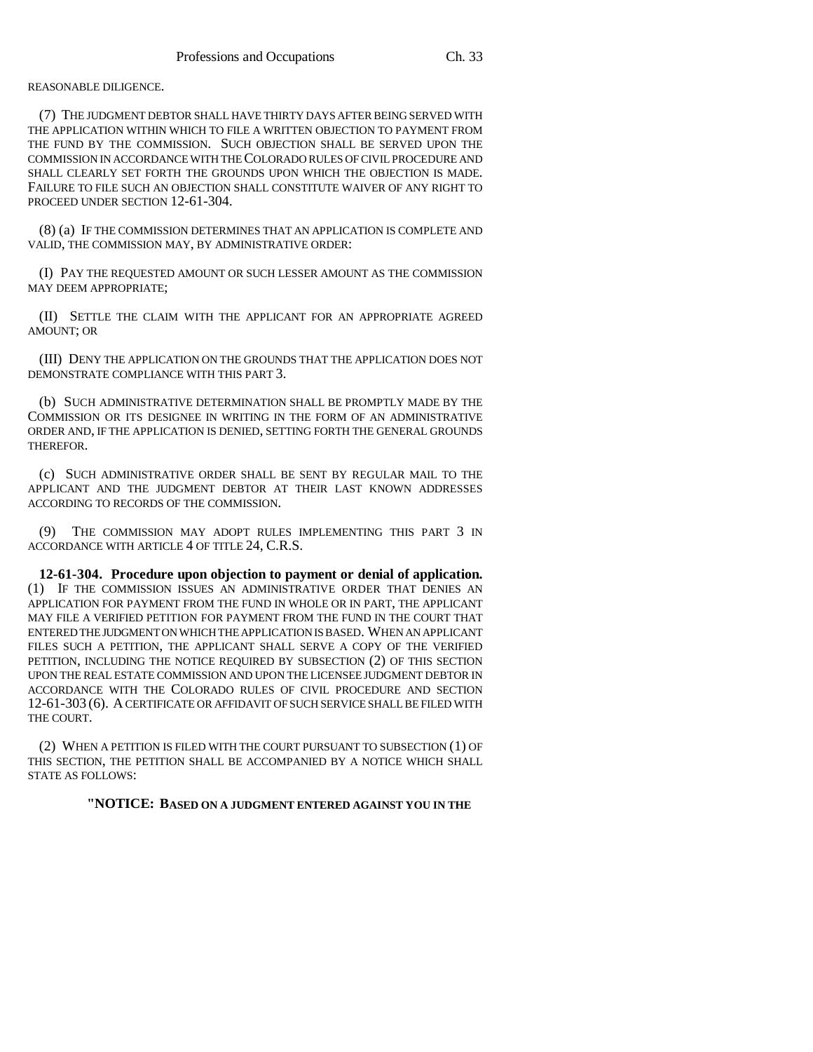REASONABLE DILIGENCE.

(7) THE JUDGMENT DEBTOR SHALL HAVE THIRTY DAYS AFTER BEING SERVED WITH THE APPLICATION WITHIN WHICH TO FILE A WRITTEN OBJECTION TO PAYMENT FROM THE FUND BY THE COMMISSION. SUCH OBJECTION SHALL BE SERVED UPON THE COMMISSION IN ACCORDANCE WITH THE COLORADO RULES OF CIVIL PROCEDURE AND SHALL CLEARLY SET FORTH THE GROUNDS UPON WHICH THE OBJECTION IS MADE. FAILURE TO FILE SUCH AN OBJECTION SHALL CONSTITUTE WAIVER OF ANY RIGHT TO PROCEED UNDER SECTION 12-61-304.

(8) (a) IF THE COMMISSION DETERMINES THAT AN APPLICATION IS COMPLETE AND VALID, THE COMMISSION MAY, BY ADMINISTRATIVE ORDER:

(I) PAY THE REQUESTED AMOUNT OR SUCH LESSER AMOUNT AS THE COMMISSION MAY DEEM APPROPRIATE;

(II) SETTLE THE CLAIM WITH THE APPLICANT FOR AN APPROPRIATE AGREED AMOUNT; OR

(III) DENY THE APPLICATION ON THE GROUNDS THAT THE APPLICATION DOES NOT DEMONSTRATE COMPLIANCE WITH THIS PART 3.

(b) SUCH ADMINISTRATIVE DETERMINATION SHALL BE PROMPTLY MADE BY THE COMMISSION OR ITS DESIGNEE IN WRITING IN THE FORM OF AN ADMINISTRATIVE ORDER AND, IF THE APPLICATION IS DENIED, SETTING FORTH THE GENERAL GROUNDS THEREFOR.

(c) SUCH ADMINISTRATIVE ORDER SHALL BE SENT BY REGULAR MAIL TO THE APPLICANT AND THE JUDGMENT DEBTOR AT THEIR LAST KNOWN ADDRESSES ACCORDING TO RECORDS OF THE COMMISSION.

(9) THE COMMISSION MAY ADOPT RULES IMPLEMENTING THIS PART 3 IN ACCORDANCE WITH ARTICLE 4 OF TITLE 24, C.R.S.

**12-61-304. Procedure upon objection to payment or denial of application.** (1) IF THE COMMISSION ISSUES AN ADMINISTRATIVE ORDER THAT DENIES AN APPLICATION FOR PAYMENT FROM THE FUND IN WHOLE OR IN PART, THE APPLICANT MAY FILE A VERIFIED PETITION FOR PAYMENT FROM THE FUND IN THE COURT THAT ENTERED THE JUDGMENT ON WHICH THE APPLICATION IS BASED. WHEN AN APPLICANT FILES SUCH A PETITION, THE APPLICANT SHALL SERVE A COPY OF THE VERIFIED PETITION, INCLUDING THE NOTICE REQUIRED BY SUBSECTION (2) OF THIS SECTION UPON THE REAL ESTATE COMMISSION AND UPON THE LICENSEE JUDGMENT DEBTOR IN ACCORDANCE WITH THE COLORADO RULES OF CIVIL PROCEDURE AND SECTION 12-61-303 (6). A CERTIFICATE OR AFFIDAVIT OF SUCH SERVICE SHALL BE FILED WITH THE COURT.

(2) WHEN A PETITION IS FILED WITH THE COURT PURSUANT TO SUBSECTION (1) OF THIS SECTION, THE PETITION SHALL BE ACCOMPANIED BY A NOTICE WHICH SHALL STATE AS FOLLOWS:

**"NOTICE: BASED ON A JUDGMENT ENTERED AGAINST YOU IN THE**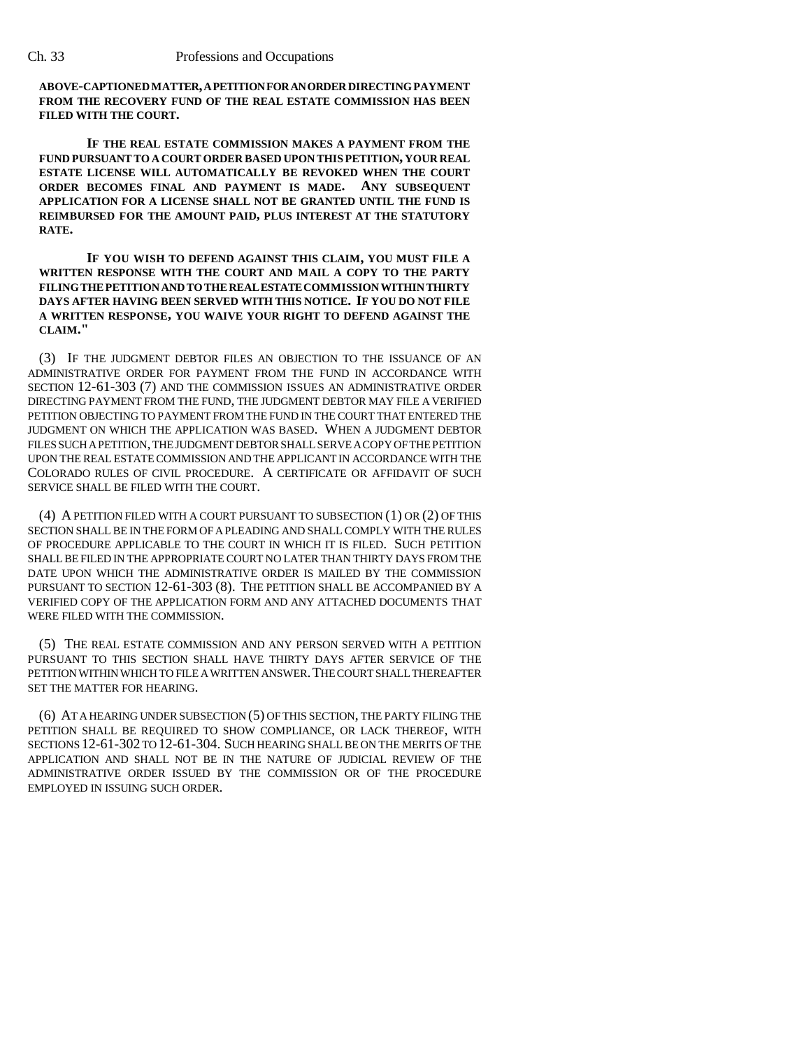**ABOVE-CAPTIONED MATTER, A PETITION FOR AN ORDER DIRECTING PAYMENT FROM THE RECOVERY FUND OF THE REAL ESTATE COMMISSION HAS BEEN FILED WITH THE COURT.**

**IF THE REAL ESTATE COMMISSION MAKES A PAYMENT FROM THE FUND PURSUANT TO A COURT ORDER BASED UPON THIS PETITION, YOUR REAL ESTATE LICENSE WILL AUTOMATICALLY BE REVOKED WHEN THE COURT ORDER BECOMES FINAL AND PAYMENT IS MADE. ANY SUBSEQUENT APPLICATION FOR A LICENSE SHALL NOT BE GRANTED UNTIL THE FUND IS REIMBURSED FOR THE AMOUNT PAID, PLUS INTEREST AT THE STATUTORY RATE.**

**IF YOU WISH TO DEFEND AGAINST THIS CLAIM, YOU MUST FILE A WRITTEN RESPONSE WITH THE COURT AND MAIL A COPY TO THE PARTY FILING THE PETITION AND TO THE REAL ESTATE COMMISSION WITHIN THIRTY DAYS AFTER HAVING BEEN SERVED WITH THIS NOTICE. IF YOU DO NOT FILE A WRITTEN RESPONSE, YOU WAIVE YOUR RIGHT TO DEFEND AGAINST THE CLAIM."**

(3) IF THE JUDGMENT DEBTOR FILES AN OBJECTION TO THE ISSUANCE OF AN ADMINISTRATIVE ORDER FOR PAYMENT FROM THE FUND IN ACCORDANCE WITH SECTION 12-61-303 (7) AND THE COMMISSION ISSUES AN ADMINISTRATIVE ORDER DIRECTING PAYMENT FROM THE FUND, THE JUDGMENT DEBTOR MAY FILE A VERIFIED PETITION OBJECTING TO PAYMENT FROM THE FUND IN THE COURT THAT ENTERED THE JUDGMENT ON WHICH THE APPLICATION WAS BASED. WHEN A JUDGMENT DEBTOR FILES SUCH A PETITION, THE JUDGMENT DEBTOR SHALL SERVE A COPY OF THE PETITION UPON THE REAL ESTATE COMMISSION AND THE APPLICANT IN ACCORDANCE WITH THE COLORADO RULES OF CIVIL PROCEDURE. A CERTIFICATE OR AFFIDAVIT OF SUCH SERVICE SHALL BE FILED WITH THE COURT.

(4) A PETITION FILED WITH A COURT PURSUANT TO SUBSECTION (1) OR (2) OF THIS SECTION SHALL BE IN THE FORM OF A PLEADING AND SHALL COMPLY WITH THE RULES OF PROCEDURE APPLICABLE TO THE COURT IN WHICH IT IS FILED. SUCH PETITION SHALL BE FILED IN THE APPROPRIATE COURT NO LATER THAN THIRTY DAYS FROM THE DATE UPON WHICH THE ADMINISTRATIVE ORDER IS MAILED BY THE COMMISSION PURSUANT TO SECTION 12-61-303 (8). THE PETITION SHALL BE ACCOMPANIED BY A VERIFIED COPY OF THE APPLICATION FORM AND ANY ATTACHED DOCUMENTS THAT WERE FILED WITH THE COMMISSION.

(5) THE REAL ESTATE COMMISSION AND ANY PERSON SERVED WITH A PETITION PURSUANT TO THIS SECTION SHALL HAVE THIRTY DAYS AFTER SERVICE OF THE PETITION WITHIN WHICH TO FILE A WRITTEN ANSWER. THE COURT SHALL THEREAFTER SET THE MATTER FOR HEARING.

(6) AT A HEARING UNDER SUBSECTION (5) OF THIS SECTION, THE PARTY FILING THE PETITION SHALL BE REQUIRED TO SHOW COMPLIANCE, OR LACK THEREOF, WITH SECTIONS 12-61-302 TO 12-61-304. SUCH HEARING SHALL BE ON THE MERITS OF THE APPLICATION AND SHALL NOT BE IN THE NATURE OF JUDICIAL REVIEW OF THE ADMINISTRATIVE ORDER ISSUED BY THE COMMISSION OR OF THE PROCEDURE EMPLOYED IN ISSUING SUCH ORDER.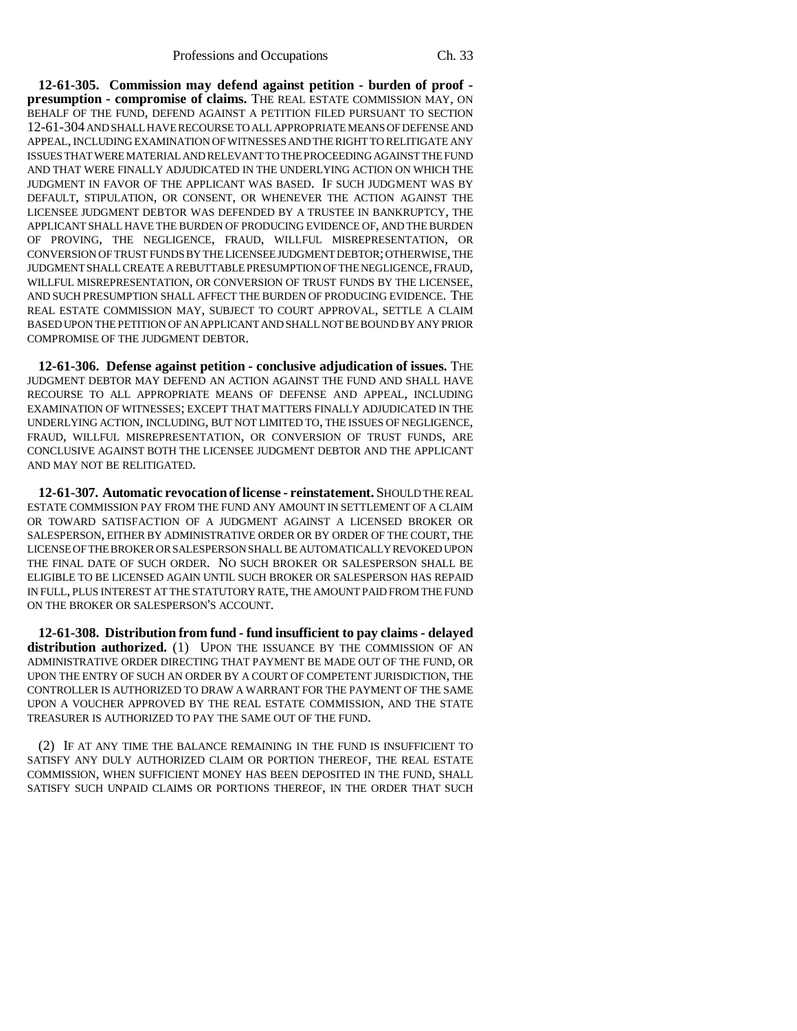**12-61-305. Commission may defend against petition - burden of proof - presumption - compromise of claims.** THE REAL ESTATE COMMISSION MAY, ON BEHALF OF THE FUND, DEFEND AGAINST A PETITION FILED PURSUANT TO SECTION 12-61-304 AND SHALL HAVE RECOURSE TO ALL APPROPRIATE MEANS OF DEFENSE AND APPEAL, INCLUDING EXAMINATION OF WITNESSES AND THE RIGHT TO RELITIGATE ANY ISSUES THAT WERE MATERIAL AND RELEVANT TO THE PROCEEDING AGAINST THE FUND AND THAT WERE FINALLY ADJUDICATED IN THE UNDERLYING ACTION ON WHICH THE JUDGMENT IN FAVOR OF THE APPLICANT WAS BASED. IF SUCH JUDGMENT WAS BY DEFAULT, STIPULATION, OR CONSENT, OR WHENEVER THE ACTION AGAINST THE LICENSEE JUDGMENT DEBTOR WAS DEFENDED BY A TRUSTEE IN BANKRUPTCY, THE APPLICANT SHALL HAVE THE BURDEN OF PRODUCING EVIDENCE OF, AND THE BURDEN OF PROVING, THE NEGLIGENCE, FRAUD, WILLFUL MISREPRESENTATION, OR CONVERSION OF TRUST FUNDS BY THE LICENSEE JUDGMENT DEBTOR; OTHERWISE, THE JUDGMENT SHALL CREATE A REBUTTABLE PRESUMPTION OF THE NEGLIGENCE, FRAUD, WILLFUL MISREPRESENTATION, OR CONVERSION OF TRUST FUNDS BY THE LICENSEE, AND SUCH PRESUMPTION SHALL AFFECT THE BURDEN OF PRODUCING EVIDENCE. THE REAL ESTATE COMMISSION MAY, SUBJECT TO COURT APPROVAL, SETTLE A CLAIM BASED UPON THE PETITION OF AN APPLICANT AND SHALL NOT BE BOUND BY ANY PRIOR COMPROMISE OF THE JUDGMENT DEBTOR.

**12-61-306. Defense against petition - conclusive adjudication of issues.** THE JUDGMENT DEBTOR MAY DEFEND AN ACTION AGAINST THE FUND AND SHALL HAVE RECOURSE TO ALL APPROPRIATE MEANS OF DEFENSE AND APPEAL, INCLUDING EXAMINATION OF WITNESSES; EXCEPT THAT MATTERS FINALLY ADJUDICATED IN THE UNDERLYING ACTION, INCLUDING, BUT NOT LIMITED TO, THE ISSUES OF NEGLIGENCE, FRAUD, WILLFUL MISREPRESENTATION, OR CONVERSION OF TRUST FUNDS, ARE CONCLUSIVE AGAINST BOTH THE LICENSEE JUDGMENT DEBTOR AND THE APPLICANT AND MAY NOT BE RELITIGATED.

**12-61-307. Automatic revocation of license - reinstatement.** SHOULD THE REAL ESTATE COMMISSION PAY FROM THE FUND ANY AMOUNT IN SETTLEMENT OF A CLAIM OR TOWARD SATISFACTION OF A JUDGMENT AGAINST A LICENSED BROKER OR SALESPERSON, EITHER BY ADMINISTRATIVE ORDER OR BY ORDER OF THE COURT, THE LICENSE OF THE BROKER OR SALESPERSON SHALL BE AUTOMATICALLY REVOKED UPON THE FINAL DATE OF SUCH ORDER. NO SUCH BROKER OR SALESPERSON SHALL BE ELIGIBLE TO BE LICENSED AGAIN UNTIL SUCH BROKER OR SALESPERSON HAS REPAID IN FULL, PLUS INTEREST AT THE STATUTORY RATE, THE AMOUNT PAID FROM THE FUND ON THE BROKER OR SALESPERSON'S ACCOUNT.

**12-61-308. Distribution from fund - fund insufficient to pay claims - delayed distribution authorized.** (1) UPON THE ISSUANCE BY THE COMMISSION OF AN ADMINISTRATIVE ORDER DIRECTING THAT PAYMENT BE MADE OUT OF THE FUND, OR UPON THE ENTRY OF SUCH AN ORDER BY A COURT OF COMPETENT JURISDICTION, THE CONTROLLER IS AUTHORIZED TO DRAW A WARRANT FOR THE PAYMENT OF THE SAME UPON A VOUCHER APPROVED BY THE REAL ESTATE COMMISSION, AND THE STATE TREASURER IS AUTHORIZED TO PAY THE SAME OUT OF THE FUND.

(2) IF AT ANY TIME THE BALANCE REMAINING IN THE FUND IS INSUFFICIENT TO SATISFY ANY DULY AUTHORIZED CLAIM OR PORTION THEREOF, THE REAL ESTATE COMMISSION, WHEN SUFFICIENT MONEY HAS BEEN DEPOSITED IN THE FUND, SHALL SATISFY SUCH UNPAID CLAIMS OR PORTIONS THEREOF, IN THE ORDER THAT SUCH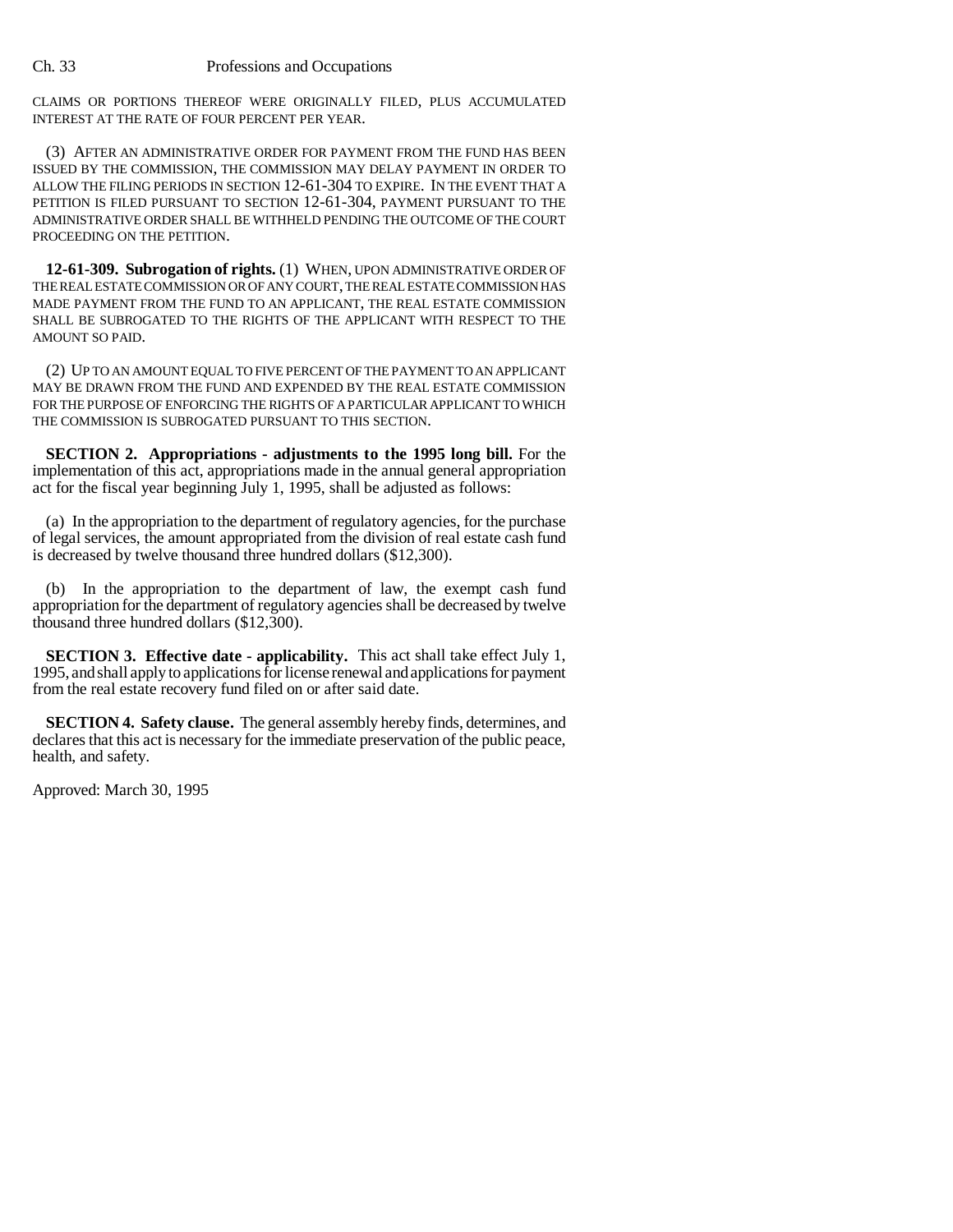CLAIMS OR PORTIONS THEREOF WERE ORIGINALLY FILED, PLUS ACCUMULATED INTEREST AT THE RATE OF FOUR PERCENT PER YEAR.

(3) AFTER AN ADMINISTRATIVE ORDER FOR PAYMENT FROM THE FUND HAS BEEN ISSUED BY THE COMMISSION, THE COMMISSION MAY DELAY PAYMENT IN ORDER TO ALLOW THE FILING PERIODS IN SECTION 12-61-304 TO EXPIRE. IN THE EVENT THAT A PETITION IS FILED PURSUANT TO SECTION 12-61-304, PAYMENT PURSUANT TO THE ADMINISTRATIVE ORDER SHALL BE WITHHELD PENDING THE OUTCOME OF THE COURT PROCEEDING ON THE PETITION.

**12-61-309. Subrogation of rights.** (1) WHEN, UPON ADMINISTRATIVE ORDER OF THE REAL ESTATE COMMISSION OR OF ANY COURT, THE REAL ESTATE COMMISSION HAS MADE PAYMENT FROM THE FUND TO AN APPLICANT, THE REAL ESTATE COMMISSION SHALL BE SUBROGATED TO THE RIGHTS OF THE APPLICANT WITH RESPECT TO THE AMOUNT SO PAID.

(2) UP TO AN AMOUNT EQUAL TO FIVE PERCENT OF THE PAYMENT TO AN APPLICANT MAY BE DRAWN FROM THE FUND AND EXPENDED BY THE REAL ESTATE COMMISSION FOR THE PURPOSE OF ENFORCING THE RIGHTS OF A PARTICULAR APPLICANT TO WHICH THE COMMISSION IS SUBROGATED PURSUANT TO THIS SECTION.

**SECTION 2. Appropriations - adjustments to the 1995 long bill.** For the implementation of this act, appropriations made in the annual general appropriation act for the fiscal year beginning July 1, 1995, shall be adjusted as follows:

(a) In the appropriation to the department of regulatory agencies, for the purchase of legal services, the amount appropriated from the division of real estate cash fund is decreased by twelve thousand three hundred dollars ($12,300).

(b) In the appropriation to the department of law, the exempt cash fund appropriation for the department of regulatory agencies shall be decreased by twelve thousand three hundred dollars ($12,300).

**SECTION 3. Effective date - applicability.** This act shall take effect July 1, 1995, and shall apply to applications for license renewal and applications for payment from the real estate recovery fund filed on or after said date.

**SECTION 4. Safety clause.** The general assembly hereby finds, determines, and declares that this act is necessary for the immediate preservation of the public peace, health, and safety.

Approved: March 30, 1995